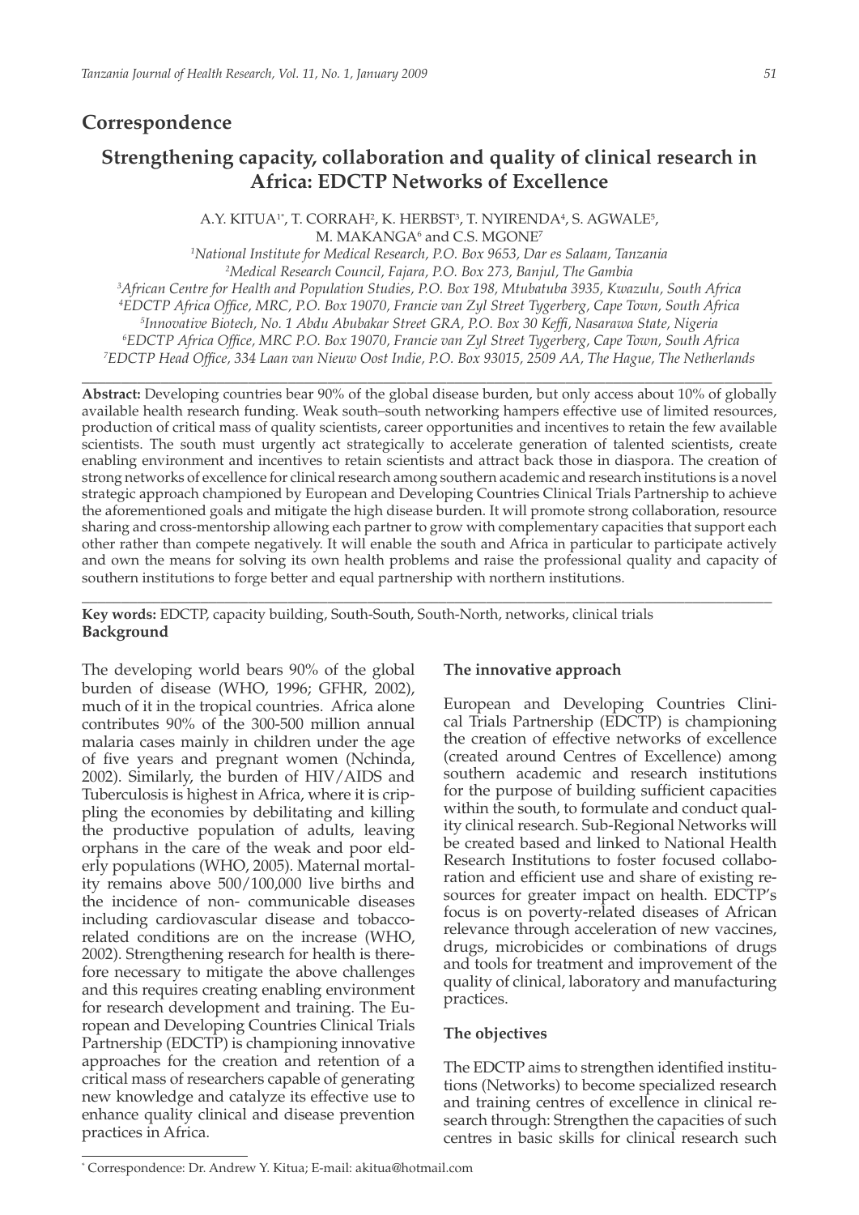## Correspondence

# Strengthening capacity, collaboration and quality of clinical research in Africa: EDCTP Networks of Excellence

A.Y. KITUA[1*], T. CORRAH[2], K. HERBST[3], T. NYIRENDA[4], S. AGWALE[5], M. MAKANGA[6] and C.S. MGONE[7]

[1] *National Institute for Medical Research, P.O. Box 9653, Dar es Salaam, Tanzania*
[2] *Medical Research Council, Fajara, P.O. Box 273, Banjul, The Gambia*
[3] *African Centre for Health and Population Studies, P.O. Box 198, Mtubatuba 3935, Kwazulu, South Africa*
[4] *EDCTP Africa Office, MRC, P.O. Box 19070, Francie van Zyl Street Tygerberg, Cape Town, South Africa*
[5] *Innovative Biotech, No. 1 Abdu Abubakar Street GRA, P.O. Box 30 Keffi, Nasarawa State, Nigeria*
[6] *EDCTP Africa Office, MRC P.O. Box 19070, Francie van Zyl Street Tygerberg, Cape Town, South Africa*
[7] *EDCTP Head Office, 334 Laan van Nieuw Oost Indie, P.O. Box 93015, 2509 AA, The Hague, The Netherlands*

---

**Abstract:** Developing countries bear 90% of the global disease burden, but only access about 10% of globally available health research funding. Weak south–south networking hampers effective use of limited resources, production of critical mass of quality scientists, career opportunities and incentives to retain the few available scientists. The south must urgently act strategically to accelerate generation of talented scientists, create enabling environment and incentives to retain scientists and attract back those in diaspora. The creation of strong networks of excellence for clinical research among southern academic and research institutions is a novel strategic approach championed by European and Developing Countries Clinical Trials Partnership to achieve the aforementioned goals and mitigate the high disease burden. It will promote strong collaboration, resource sharing and cross-mentorship allowing each partner to grow with complementary capacities that support each other rather than compete negatively. It will enable the south and Africa in particular to participate actively and own the means for solving its own health problems and raise the professional quality and capacity of southern institutions to forge better and equal partnership with northern institutions.

---

**Key words:** EDCTP, capacity building, South-South, South-North, networks, clinical trials

### Background

The developing world bears 90% of the global burden of disease (WHO, 1996; GFHR, 2002), much of it in the tropical countries. Africa alone contributes 90% of the 300-500 million annual malaria cases mainly in children under the age of five years and pregnant women (Nchinda, 2002). Similarly, the burden of HIV/AIDS and Tuberculosis is highest in Africa, where it is crippling the economies by debilitating and killing the productive population of adults, leaving orphans in the care of the weak and poor elderly populations (WHO, 2005). Maternal mortality remains above 500/100,000 live births and the incidence of non- communicable diseases including cardiovascular disease and tobacco-related conditions are on the increase (WHO, 2002). Strengthening research for health is therefore necessary to mitigate the above challenges and this requires creating enabling environment for research development and training. The European and Developing Countries Clinical Trials Partnership (EDCTP) is championing innovative approaches for the creation and retention of a critical mass of researchers capable of generating new knowledge and catalyze its effective use to enhance quality clinical and disease prevention practices in Africa.

### The innovative approach

European and Developing Countries Clinical Trials Partnership (EDCTP) is championing the creation of effective networks of excellence (created around Centres of Excellence) among southern academic and research institutions for the purpose of building sufficient capacities within the south, to formulate and conduct quality clinical research. Sub-Regional Networks will be created based and linked to National Health Research Institutions to foster focused collaboration and efficient use and share of existing resources for greater impact on health. EDCTP's focus is on poverty-related diseases of African relevance through acceleration of new vaccines, drugs, microbicides or combinations of drugs and tools for treatment and improvement of the quality of clinical, laboratory and manufacturing practices.

### The objectives

The EDCTP aims to strengthen identified institutions (Networks) to become specialized research and training centres of excellence in clinical research through: Strengthen the capacities of such centres in basic skills for clinical research such

---

[*] Correspondence: Dr. Andrew Y. Kitua; E-mail: akitua@hotmail.com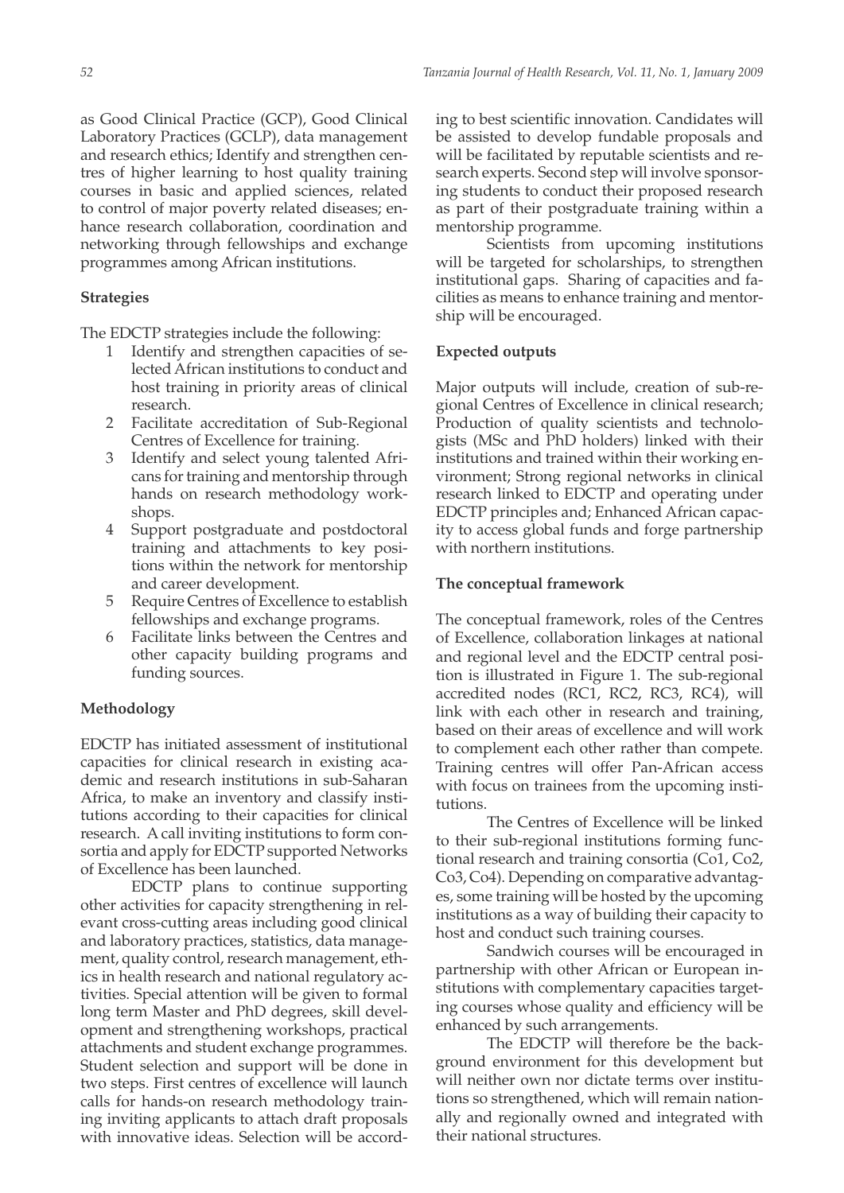as Good Clinical Practice (GCP), Good Clinical Laboratory Practices (GCLP), data management and research ethics; Identify and strengthen centres of higher learning to host quality training courses in basic and applied sciences, related to control of major poverty related diseases; enhance research collaboration, coordination and networking through fellowships and exchange programmes among African institutions.

**Strategies**

The EDCTP strategies include the following:

1. Identify and strengthen capacities of selected African institutions to conduct and host training in priority areas of clinical research.
2. Facilitate accreditation of Sub-Regional Centres of Excellence for training.
3. Identify and select young talented Africans for training and mentorship through hands on research methodology workshops.
4. Support postgraduate and postdoctoral training and attachments to key positions within the network for mentorship and career development.
5. Require Centres of Excellence to establish fellowships and exchange programs.
6. Facilitate links between the Centres and other capacity building programs and funding sources.

**Methodology**

EDCTP has initiated assessment of institutional capacities for clinical research in existing academic and research institutions in sub-Saharan Africa, to make an inventory and classify institutions according to their capacities for clinical research. A call inviting institutions to form consortia and apply for EDCTP supported Networks of Excellence has been launched.

EDCTP plans to continue supporting other activities for capacity strengthening in relevant cross-cutting areas including good clinical and laboratory practices, statistics, data management, quality control, research management, ethics in health research and national regulatory activities. Special attention will be given to formal long term Master and PhD degrees, skill development and strengthening workshops, practical attachments and student exchange programmes. Student selection and support will be done in two steps. First centres of excellence will launch calls for hands-on research methodology training inviting applicants to attach draft proposals with innovative ideas. Selection will be according to best scientific innovation. Candidates will be assisted to develop fundable proposals and will be facilitated by reputable scientists and research experts. Second step will involve sponsoring students to conduct their proposed research as part of their postgraduate training within a mentorship programme.

Scientists from upcoming institutions will be targeted for scholarships, to strengthen institutional gaps. Sharing of capacities and facilities as means to enhance training and mentorship will be encouraged.

**Expected outputs**

Major outputs will include, creation of sub-regional Centres of Excellence in clinical research; Production of quality scientists and technologists (MSc and PhD holders) linked with their institutions and trained within their working environment; Strong regional networks in clinical research linked to EDCTP and operating under EDCTP principles and; Enhanced African capacity to access global funds and forge partnership with northern institutions.

**The conceptual framework**

The conceptual framework, roles of the Centres of Excellence, collaboration linkages at national and regional level and the EDCTP central position is illustrated in Figure 1. The sub-regional accredited nodes (RC1, RC2, RC3, RC4), will link with each other in research and training, based on their areas of excellence and will work to complement each other rather than compete. Training centres will offer Pan-African access with focus on trainees from the upcoming institutions.

The Centres of Excellence will be linked to their sub-regional institutions forming functional research and training consortia (Co1, Co2, Co3, Co4). Depending on comparative advantages, some training will be hosted by the upcoming institutions as a way of building their capacity to host and conduct such training courses.

Sandwich courses will be encouraged in partnership with other African or European institutions with complementary capacities targeting courses whose quality and efficiency will be enhanced by such arrangements.

The EDCTP will therefore be the background environment for this development but will neither own nor dictate terms over institutions so strengthened, which will remain nationally and regionally owned and integrated with their national structures.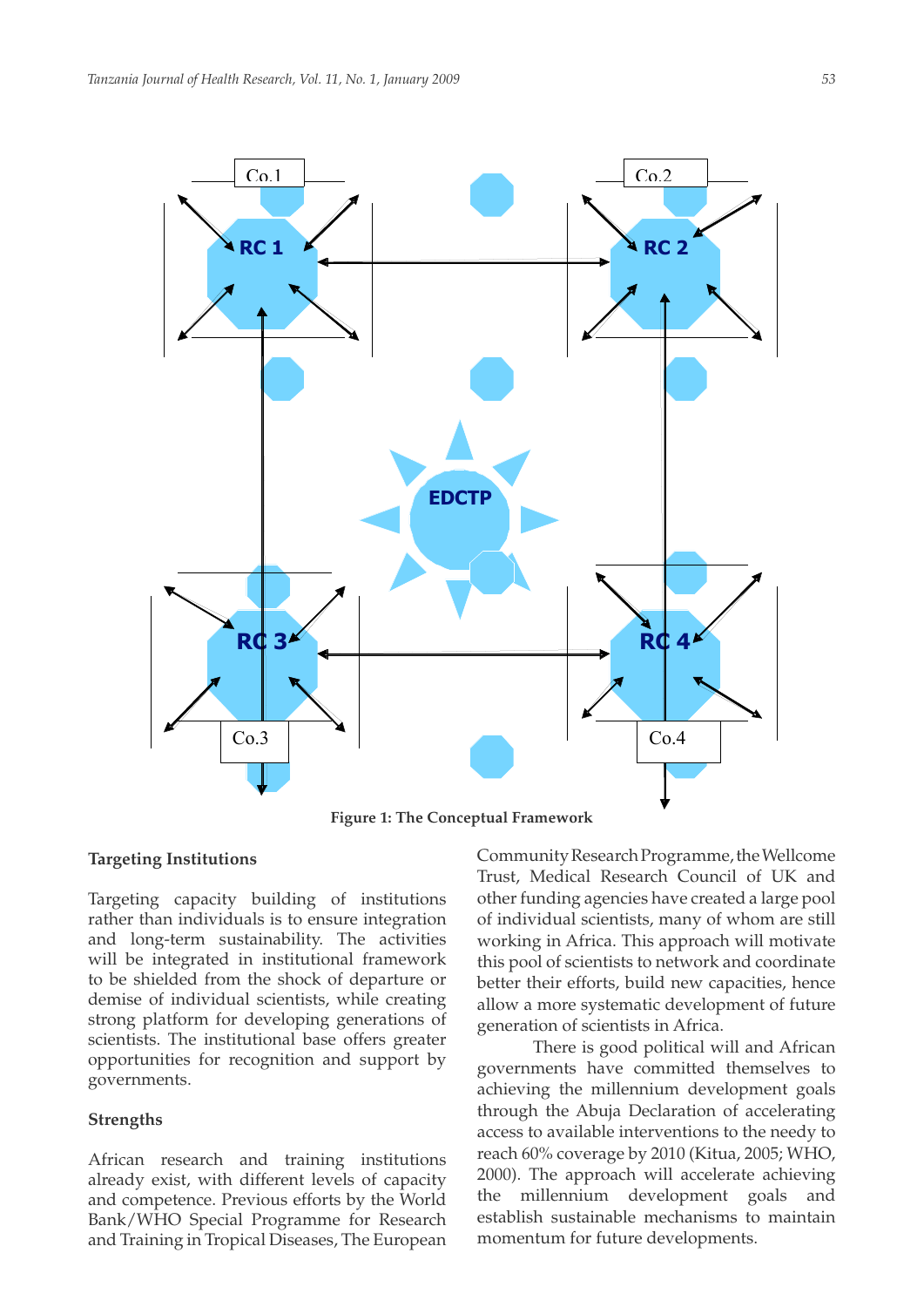Figure 1: The Conceptual Framework

**Targeting Institutions**

Targeting capacity building of institutions rather than individuals is to ensure integration and long-term sustainability. The activities will be integrated in institutional framework to be shielded from the shock of departure or demise of individual scientists, while creating strong platform for developing generations of scientists. The institutional base offers greater opportunities for recognition and support by governments.

**Strengths**

African research and training institutions already exist, with different levels of capacity and competence. Previous efforts by the World Bank/WHO Special Programme for Research and Training in Tropical Diseases, The European Community Research Programme, the Wellcome Trust, Medical Research Council of UK and other funding agencies have created a large pool of individual scientists, many of whom are still working in Africa. This approach will motivate this pool of scientists to network and coordinate better their efforts, build new capacities, hence allow a more systematic development of future generation of scientists in Africa.

There is good political will and African governments have committed themselves to achieving the millennium development goals through the Abuja Declaration of accelerating access to available interventions to the needy to reach 60% coverage by 2010 (Kitua, 2005; WHO, 2000). The approach will accelerate achieving the millennium development goals and establish sustainable mechanisms to maintain momentum for future developments.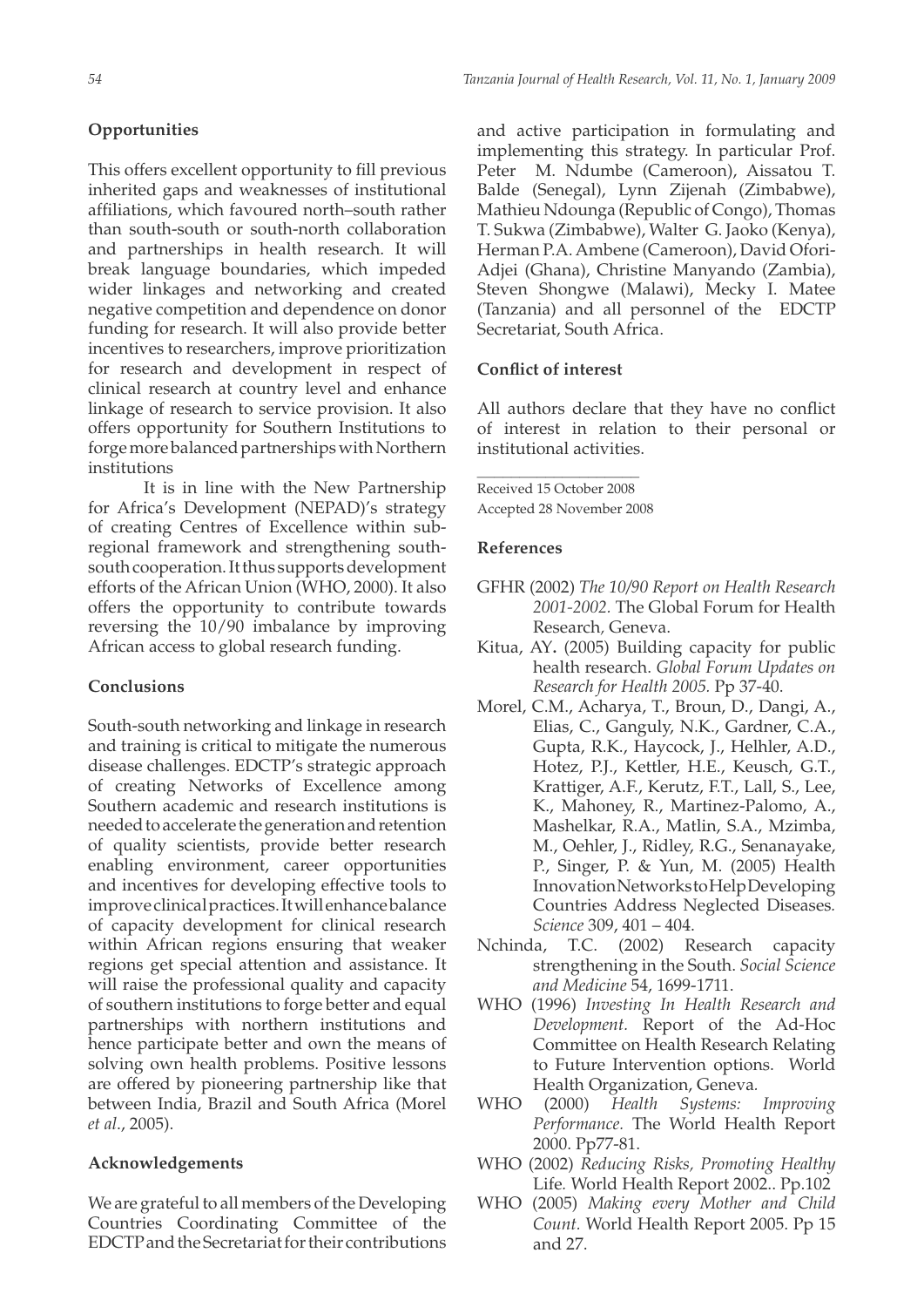## Opportunities

This offers excellent opportunity to fill previous inherited gaps and weaknesses of institutional affiliations, which favoured north–south rather than south-south or south-north collaboration and partnerships in health research. It will break language boundaries, which impeded wider linkages and networking and created negative competition and dependence on donor funding for research. It will also provide better incentives to researchers, improve prioritization for research and development in respect of clinical research at country level and enhance linkage of research to service provision. It also offers opportunity for Southern Institutions to forge more balanced partnerships with Northern institutions

It is in line with the New Partnership for Africa's Development (NEPAD)'s strategy of creating Centres of Excellence within sub-regional framework and strengthening south-south cooperation. It thus supports development efforts of the African Union (WHO, 2000). It also offers the opportunity to contribute towards reversing the 10/90 imbalance by improving African access to global research funding.

## Conclusions

South-south networking and linkage in research and training is critical to mitigate the numerous disease challenges. EDCTP's strategic approach of creating Networks of Excellence among Southern academic and research institutions is needed to accelerate the generation and retention of quality scientists, provide better research enabling environment, career opportunities and incentives for developing effective tools to improve clinical practices. It will enhance balance of capacity development for clinical research within African regions ensuring that weaker regions get special attention and assistance. It will raise the professional quality and capacity of southern institutions to forge better and equal partnerships with northern institutions and hence participate better and own the means of solving own health problems. Positive lessons are offered by pioneering partnership like that between India, Brazil and South Africa (Morel *et al*., 2005).

## Acknowledgements

We are grateful to all members of the Developing Countries Coordinating Committee of the EDCTP and the Secretariat for their contributions and active participation in formulating and implementing this strategy. In particular Prof. Peter M. Ndumbe (Cameroon), Aissatou T. Balde (Senegal), Lynn Zijenah (Zimbabwe), Mathieu Ndounga (Republic of Congo), Thomas T. Sukwa (Zimbabwe), Walter G. Jaoko (Kenya), Herman P.A. Ambene (Cameroon), David Ofori-Adjei (Ghana), Christine Manyando (Zambia), Steven Shongwe (Malawi), Mecky I. Matee (Tanzania) and all personnel of the EDCTP Secretariat, South Africa.

## Conflict of interest

All authors declare that they have no conflict of interest in relation to their personal or institutional activities.

---

Received 15 October 2008

Accepted 28 November 2008

## References

GFHR (2002) *The 10/90 Report on Health Research 2001-2002.* The Global Forum for Health Research, Geneva.

Kitua, AY**.** (2005) Building capacity for public health research. *Global Forum Updates on Research for Health 2005.* Pp 37-40.

Morel, C.M., Acharya, T., Broun, D., Dangi, A., Elias, C., Ganguly, N.K., Gardner, C.A., Gupta, R.K., Haycock, J., Helhler, A.D., Hotez, P.J., Kettler, H.E., Keusch, G.T., Krattiger, A.F., Kerutz, F.T., Lall, S., Lee, K., Mahoney, R., Martinez-Palomo, A., Mashelkar, R.A., Matlin, S.A., Mzimba, M., Oehler, J., Ridley, R.G., Senanayake, P., Singer, P. & Yun, M. (2005) Health Innovation Networks to Help Developing Countries Address Neglected Diseases*. Science* 309, 401 – 404.

Nchinda, T.C. (2002) Research capacity strengthening in the South. *Social Science and Medicine* 54, 1699-1711.

WHO (1996) *Investing In Health Research and Development.* Report of the Ad-Hoc Committee on Health Research Relating to Future Intervention options. World Health Organization, Geneva.

WHO (2000) *Health Systems: Improving Performance.* The World Health Report 2000. Pp77-81.

WHO (2002) *Reducing Risks, Promoting Healthy* Life*.* World Health Report 2002.. Pp.102

WHO (2005) *Making every Mother and Child Count.* World Health Report 2005. Pp 15 and 27.